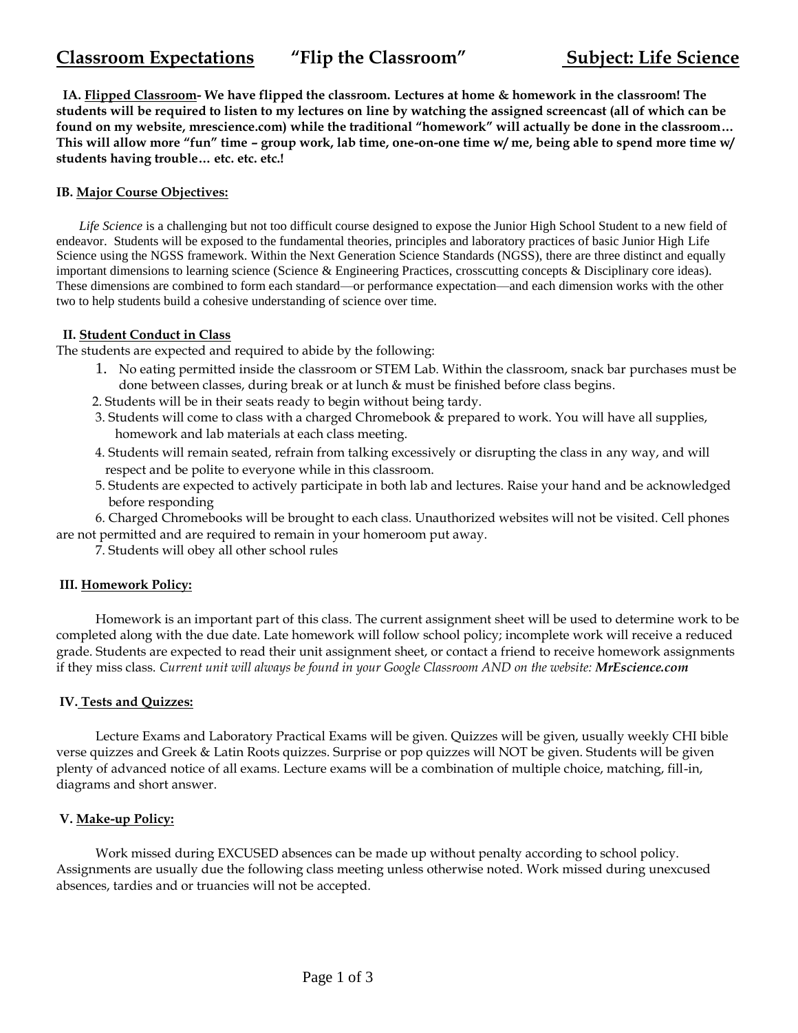# Classroom Expectations "Flip the Classroom" Subject: Life Science

**IA. Flipped Classroom- We have flipped the classroom. Lectures at home & homework in the classroom! The students will be required to listen to my lectures on line by watching the assigned screencast (all of which can be found on my website, mrescience.com) while the traditional "homework" will actually be done in the classroom… This will allow more "fun" time – group work, lab time, one-on-one time w/ me, being able to spend more time w/ students having trouble… etc. etc. etc.!**

## IB. Major Course Objectives:

*Life Science* is a challenging but not too difficult course designed to expose the Junior High School Student to a new field of endeavor. Students will be exposed to the fundamental theories, principles and laboratory practices of basic Junior High Life Science using the NGSS framework. Within the Next Generation Science Standards (NGSS), there are three distinct and equally important dimensions to learning science (Science & Engineering Practices, crosscutting concepts & Disciplinary core ideas). These dimensions are combined to form each standard—or performance expectation—and each dimension works with the other two to help students build a cohesive understanding of science over time.

## II. Student Conduct in Class

The students are expected and required to abide by the following:

1. No eating permitted inside the classroom or STEM Lab. Within the classroom, snack bar purchases must be done between classes, during break or at lunch & must be finished before class begins.
2. Students will be in their seats ready to begin without being tardy.
3. Students will come to class with a charged Chromebook & prepared to work. You will have all supplies, homework and lab materials at each class meeting.
4. Students will remain seated, refrain from talking excessively or disrupting the class in any way, and will respect and be polite to everyone while in this classroom.
5. Students are expected to actively participate in both lab and lectures. Raise your hand and be acknowledged before responding
6. Charged Chromebooks will be brought to each class. Unauthorized websites will not be visited. Cell phones are not permitted and are required to remain in your homeroom put away.
7. Students will obey all other school rules

## III. Homework Policy:

Homework is an important part of this class. The current assignment sheet will be used to determine work to be completed along with the due date. Late homework will follow school policy; incomplete work will receive a reduced grade. Students are expected to read their unit assignment sheet, or contact a friend to receive homework assignments if they miss class. *Current unit will always be found in your Google Classroom AND on the website:* ***MrEscience.com***

## IV. Tests and Quizzes:

Lecture Exams and Laboratory Practical Exams will be given. Quizzes will be given, usually weekly CHI bible verse quizzes and Greek & Latin Roots quizzes. Surprise or pop quizzes will NOT be given. Students will be given plenty of advanced notice of all exams. Lecture exams will be a combination of multiple choice, matching, fill-in, diagrams and short answer.

## V. Make-up Policy:

Work missed during EXCUSED absences can be made up without penalty according to school policy. Assignments are usually due the following class meeting unless otherwise noted. Work missed during unexcused absences, tardies and or truancies will not be accepted.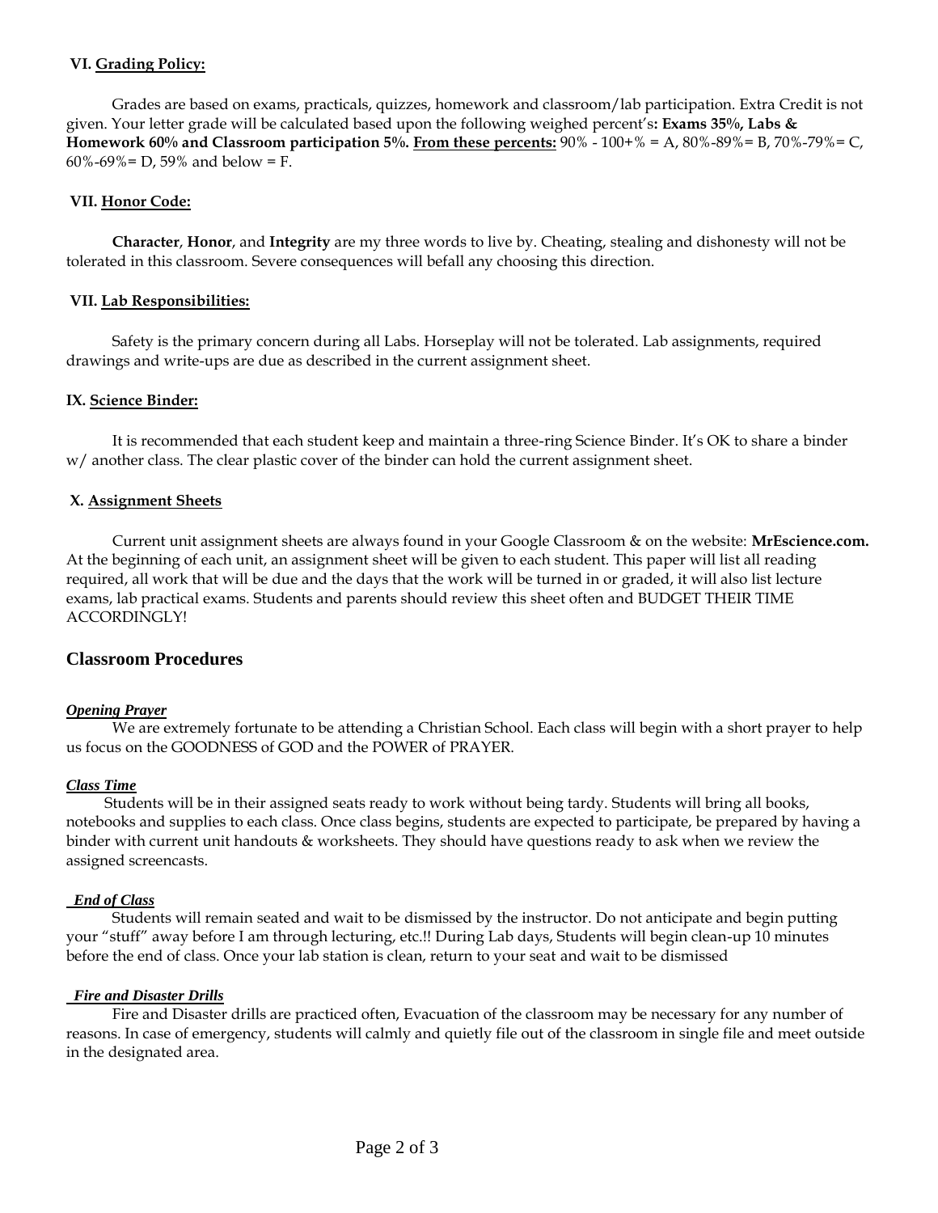### VI. Grading Policy:

Grades are based on exams, practicals, quizzes, homework and classroom/lab participation. Extra Credit is not given. Your letter grade will be calculated based upon the following weighed percent's**: Exams 35%, Labs & Homework 60% and Classroom participation 5%.** **From these percents:** 90% - 100+% = A, 80%-89%= B, 70%-79%= C, 60%-69%= D, 59% and below = F.

### VII. Honor Code:

**Character**, **Honor**, and **Integrity** are my three words to live by. Cheating, stealing and dishonesty will not be tolerated in this classroom. Severe consequences will befall any choosing this direction.

### VII. Lab Responsibilities:

Safety is the primary concern during all Labs. Horseplay will not be tolerated. Lab assignments, required drawings and write-ups are due as described in the current assignment sheet.

### IX. Science Binder:

It is recommended that each student keep and maintain a three-ring Science Binder. It's OK to share a binder w/ another class. The clear plastic cover of the binder can hold the current assignment sheet.

### X. Assignment Sheets

Current unit assignment sheets are always found in your Google Classroom & on the website: **MrEscience.com.** At the beginning of each unit, an assignment sheet will be given to each student. This paper will list all reading required, all work that will be due and the days that the work will be turned in or graded, it will also list lecture exams, lab practical exams. Students and parents should review this sheet often and BUDGET THEIR TIME ACCORDINGLY!

## Classroom Procedures

***Opening Prayer***

We are extremely fortunate to be attending a Christian School. Each class will begin with a short prayer to help us focus on the GOODNESS of GOD and the POWER of PRAYER.

***Class Time***

Students will be in their assigned seats ready to work without being tardy. Students will bring all books, notebooks and supplies to each class. Once class begins, students are expected to participate, be prepared by having a binder with current unit handouts & worksheets. They should have questions ready to ask when we review the assigned screencasts.

***End of Class***

Students will remain seated and wait to be dismissed by the instructor. Do not anticipate and begin putting your "stuff" away before I am through lecturing, etc.!! During Lab days, Students will begin clean-up 10 minutes before the end of class. Once your lab station is clean, return to your seat and wait to be dismissed

***Fire and Disaster Drills***

Fire and Disaster drills are practiced often, Evacuation of the classroom may be necessary for any number of reasons. In case of emergency, students will calmly and quietly file out of the classroom in single file and meet outside in the designated area.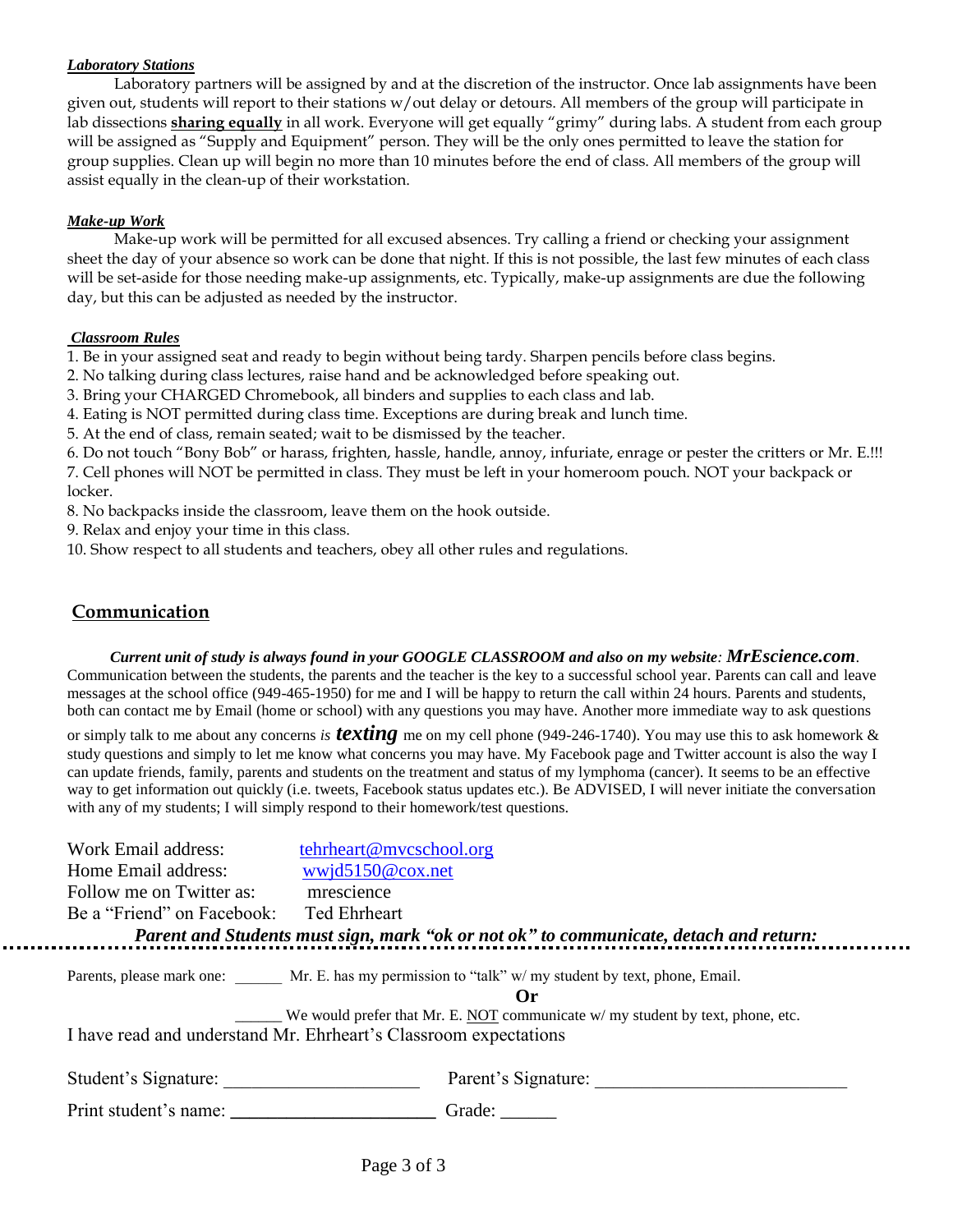***Laboratory Stations***

Laboratory partners will be assigned by and at the discretion of the instructor. Once lab assignments have been given out, students will report to their stations w/out delay or detours. All members of the group will participate in lab dissections **sharing equally** in all work. Everyone will get equally "grimy" during labs. A student from each group will be assigned as "Supply and Equipment" person. They will be the only ones permitted to leave the station for group supplies. Clean up will begin no more than 10 minutes before the end of class. All members of the group will assist equally in the clean-up of their workstation.

***Make-up Work***

Make-up work will be permitted for all excused absences. Try calling a friend or checking your assignment sheet the day of your absence so work can be done that night. If this is not possible, the last few minutes of each class will be set-aside for those needing make-up assignments, etc. Typically, make-up assignments are due the following day, but this can be adjusted as needed by the instructor.

***Classroom Rules***

1. Be in your assigned seat and ready to begin without being tardy. Sharpen pencils before class begins.
2. No talking during class lectures, raise hand and be acknowledged before speaking out.
3. Bring your CHARGED Chromebook, all binders and supplies to each class and lab.
4. Eating is NOT permitted during class time. Exceptions are during break and lunch time.
5. At the end of class, remain seated; wait to be dismissed by the teacher.
6. Do not touch "Bony Bob" or harass, frighten, hassle, handle, annoy, infuriate, enrage or pester the critters or Mr. E.!!!
7. Cell phones will NOT be permitted in class. They must be left in your homeroom pouch. NOT your backpack or locker.
8. No backpacks inside the classroom, leave them on the hook outside.
9. Relax and enjoy your time in this class.
10. Show respect to all students and teachers, obey all other rules and regulations.

## Communication

***Current unit of study is always found in your GOOGLE CLASSROOM and also on my website: MrEscience.com.*** Communication between the students, the parents and the teacher is the key to a successful school year. Parents can call and leave messages at the school office (949-465-1950) for me and I will be happy to return the call within 24 hours. Parents and students, both can contact me by Email (home or school) with any questions you may have. Another more immediate way to ask questions or simply talk to me about any concerns *is* ***texting*** me on my cell phone (949-246-1740). You may use this to ask homework & study questions and simply to let me know what concerns you may have. My Facebook page and Twitter account is also the way I can update friends, family, parents and students on the treatment and status of my lymphoma (cancer). It seems to be an effective way to get information out quickly (i.e. tweets, Facebook status updates etc.). Be ADVISED, I will never initiate the conversation with any of my students; I will simply respond to their homework/test questions.

Work Email address: tehrheart@mvcschool.org
Home Email address: wwjd5150@cox.net
Follow me on Twitter as: mrescience
Be a "Friend" on Facebook: Ted Ehrheart

***Parent and Students must sign, mark "ok or not ok" to communicate, detach and return:***

---

Parents, please mark one: ______ Mr. E. has my permission to "talk" w/ my student by text, phone, Email.

**Or**

______ We would prefer that Mr. E. NOT communicate w/ my student by text, phone, etc.

I have read and understand Mr. Ehrheart's Classroom expectations

Student's Signature: ____________________ Parent's Signature: ________________________

Print student's name: ____________________ Grade: ______